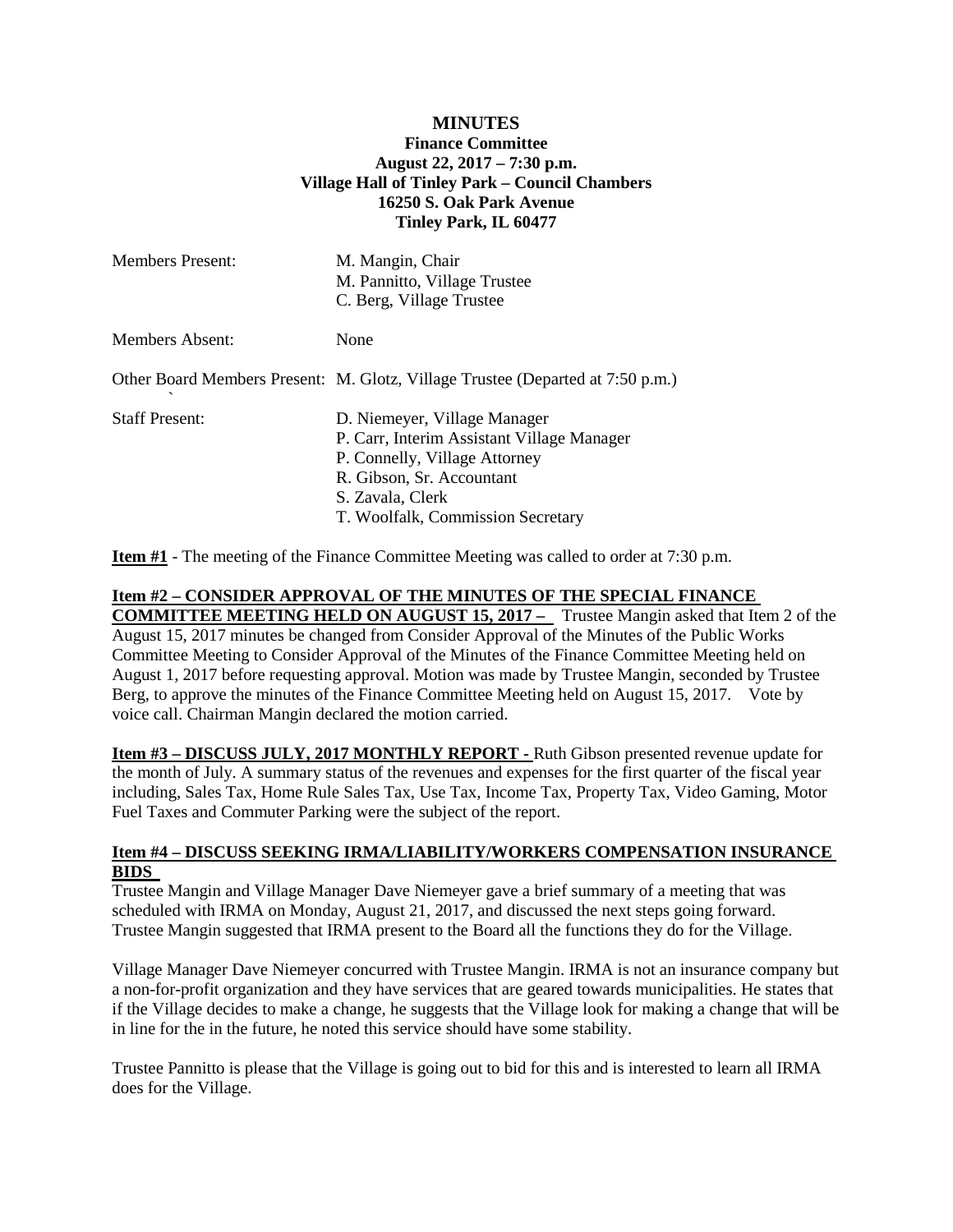# MINUTES

**Finance Committee**
**August 22, 2017 – 7:30 p.m.**
**Village Hall of Tinley Park – Council Chambers**
**16250 S. Oak Park Avenue**
**Tinley Park, IL 60477**

| | |
|---|---|
| Members Present: | M. Mangin, Chair<br>M. Pannitto, Village Trustee<br>C. Berg, Village Trustee |
| Members Absent: | None |
| Other Board Members Present: | M. Glotz, Village Trustee (Departed at 7:50 p.m.) |
| Staff Present: | D. Niemeyer, Village Manager<br>P. Carr, Interim Assistant Village Manager<br>P. Connelly, Village Attorney<br>R. Gibson, Sr. Accountant<br>S. Zavala, Clerk<br>T. Woolfalk, Commission Secretary |

**Item #1** - The meeting of the Finance Committee Meeting was called to order at 7:30 p.m.

**Item #2 – CONSIDER APPROVAL OF THE MINUTES OF THE SPECIAL FINANCE COMMITTEE MEETING HELD ON AUGUST 15, 2017 –** Trustee Mangin asked that Item 2 of the August 15, 2017 minutes be changed from Consider Approval of the Minutes of the Public Works Committee Meeting to Consider Approval of the Minutes of the Finance Committee Meeting held on August 1, 2017 before requesting approval. Motion was made by Trustee Mangin, seconded by Trustee Berg, to approve the minutes of the Finance Committee Meeting held on August 15, 2017. Vote by voice call. Chairman Mangin declared the motion carried.

**Item #3 – DISCUSS JULY, 2017 MONTHLY REPORT -** Ruth Gibson presented revenue update for the month of July. A summary status of the revenues and expenses for the first quarter of the fiscal year including, Sales Tax, Home Rule Sales Tax, Use Tax, Income Tax, Property Tax, Video Gaming, Motor Fuel Taxes and Commuter Parking were the subject of the report.

**Item #4 – DISCUSS SEEKING IRMA/LIABILITY/WORKERS COMPENSATION INSURANCE BIDS**

Trustee Mangin and Village Manager Dave Niemeyer gave a brief summary of a meeting that was scheduled with IRMA on Monday, August 21, 2017, and discussed the next steps going forward. Trustee Mangin suggested that IRMA present to the Board all the functions they do for the Village.

Village Manager Dave Niemeyer concurred with Trustee Mangin. IRMA is not an insurance company but a non-for-profit organization and they have services that are geared towards municipalities. He states that if the Village decides to make a change, he suggests that the Village look for making a change that will be in line for the in the future, he noted this service should have some stability.

Trustee Pannitto is please that the Village is going out to bid for this and is interested to learn all IRMA does for the Village.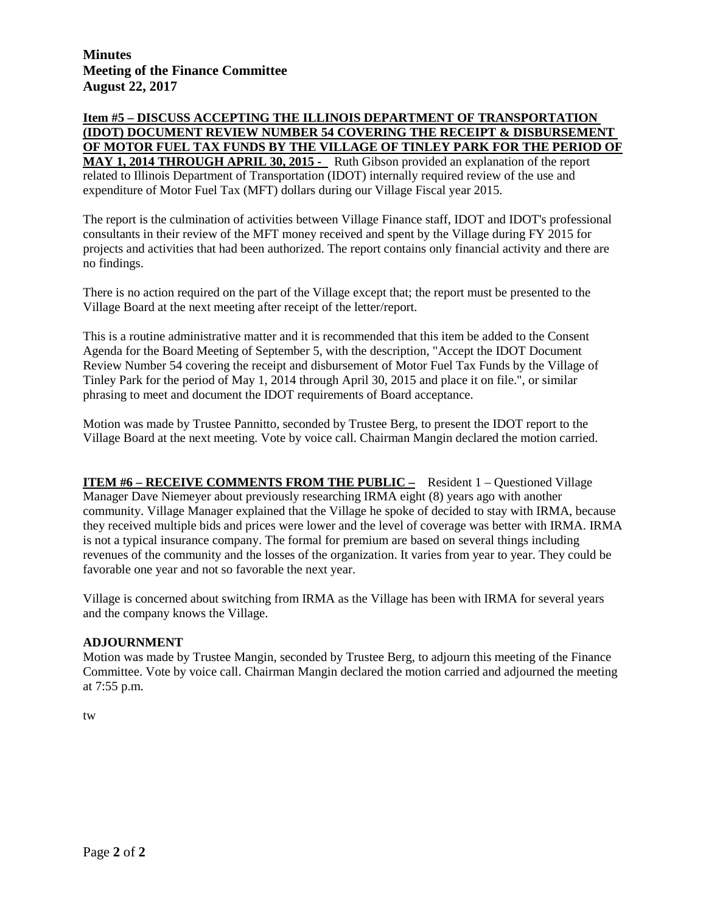**Minutes**
**Meeting of the Finance Committee**
**August 22, 2017**

**Item #5 – DISCUSS ACCEPTING THE ILLINOIS DEPARTMENT OF TRANSPORTATION (IDOT) DOCUMENT REVIEW NUMBER 54 COVERING THE RECEIPT & DISBURSEMENT OF MOTOR FUEL TAX FUNDS BY THE VILLAGE OF TINLEY PARK FOR THE PERIOD OF MAY 1, 2014 THROUGH APRIL 30, 2015 -** Ruth Gibson provided an explanation of the report related to Illinois Department of Transportation (IDOT) internally required review of the use and expenditure of Motor Fuel Tax (MFT) dollars during our Village Fiscal year 2015.

The report is the culmination of activities between Village Finance staff, IDOT and IDOT's professional consultants in their review of the MFT money received and spent by the Village during FY 2015 for projects and activities that had been authorized. The report contains only financial activity and there are no findings.

There is no action required on the part of the Village except that; the report must be presented to the Village Board at the next meeting after receipt of the letter/report.

This is a routine administrative matter and it is recommended that this item be added to the Consent Agenda for the Board Meeting of September 5, with the description, "Accept the IDOT Document Review Number 54 covering the receipt and disbursement of Motor Fuel Tax Funds by the Village of Tinley Park for the period of May 1, 2014 through April 30, 2015 and place it on file.", or similar phrasing to meet and document the IDOT requirements of Board acceptance.

Motion was made by Trustee Pannitto, seconded by Trustee Berg, to present the IDOT report to the Village Board at the next meeting. Vote by voice call. Chairman Mangin declared the motion carried.

**ITEM #6 – RECEIVE COMMENTS FROM THE PUBLIC –** Resident 1 – Questioned Village Manager Dave Niemeyer about previously researching IRMA eight (8) years ago with another community. Village Manager explained that the Village he spoke of decided to stay with IRMA, because they received multiple bids and prices were lower and the level of coverage was better with IRMA. IRMA is not a typical insurance company. The formal for premium are based on several things including revenues of the community and the losses of the organization. It varies from year to year. They could be favorable one year and not so favorable the next year.

Village is concerned about switching from IRMA as the Village has been with IRMA for several years and the company knows the Village.

**ADJOURNMENT**
Motion was made by Trustee Mangin, seconded by Trustee Berg, to adjourn this meeting of the Finance Committee. Vote by voice call. Chairman Mangin declared the motion carried and adjourned the meeting at 7:55 p.m.

tw